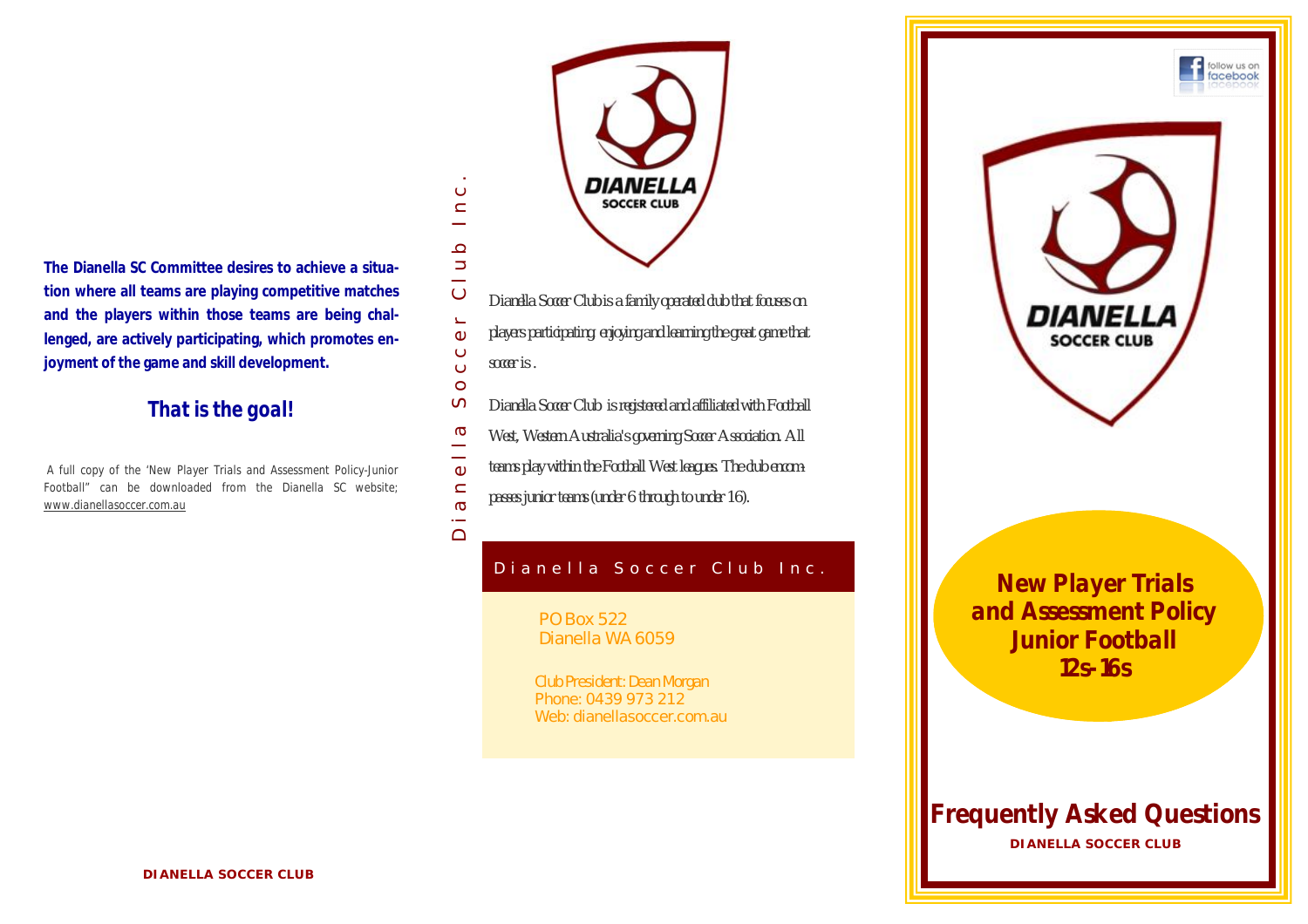**The Dianella SC Committee desires to achieve a situation where all teams are playing competitive matches and the players within those teams are being challenged, are actively participating, which promotes enjoyment of the game and skill development.**

## That is the goal!

A full copy of the 'New Player Trials and Assessment Policy-Junior Football" can be downloaded from the Dianella SC website; www.dianellasoccer.com.au

**DIANELLA SOCCER CLUB**

Dianella Soccer Club Inc.

DIANELLA SOCCER CLUB

Dianella Soccer Club is a family operated club that focuses on players participating enjoying and learning the great game that soccer is .

Dianella Soccer Club is registered and affiliated with Football West, Western Australia's governing Soccer Association. All teams play within the Football West leagues. The club encompasses junior teams (under 6 through to under 16).

### Dianella Soccer Club Inc.

PO Box 522
Dianella WA 6059

Club President: Dean Morgan
Phone: 0439 973 212
Web: dianellasoccer.com.au

follow us on facebook

DIANELLA SOCCER CLUB

# New Player Trials and Assessment Policy Junior Football 12s-16s

## Frequently Asked Questions

**DIANELLA SOCCER CLUB**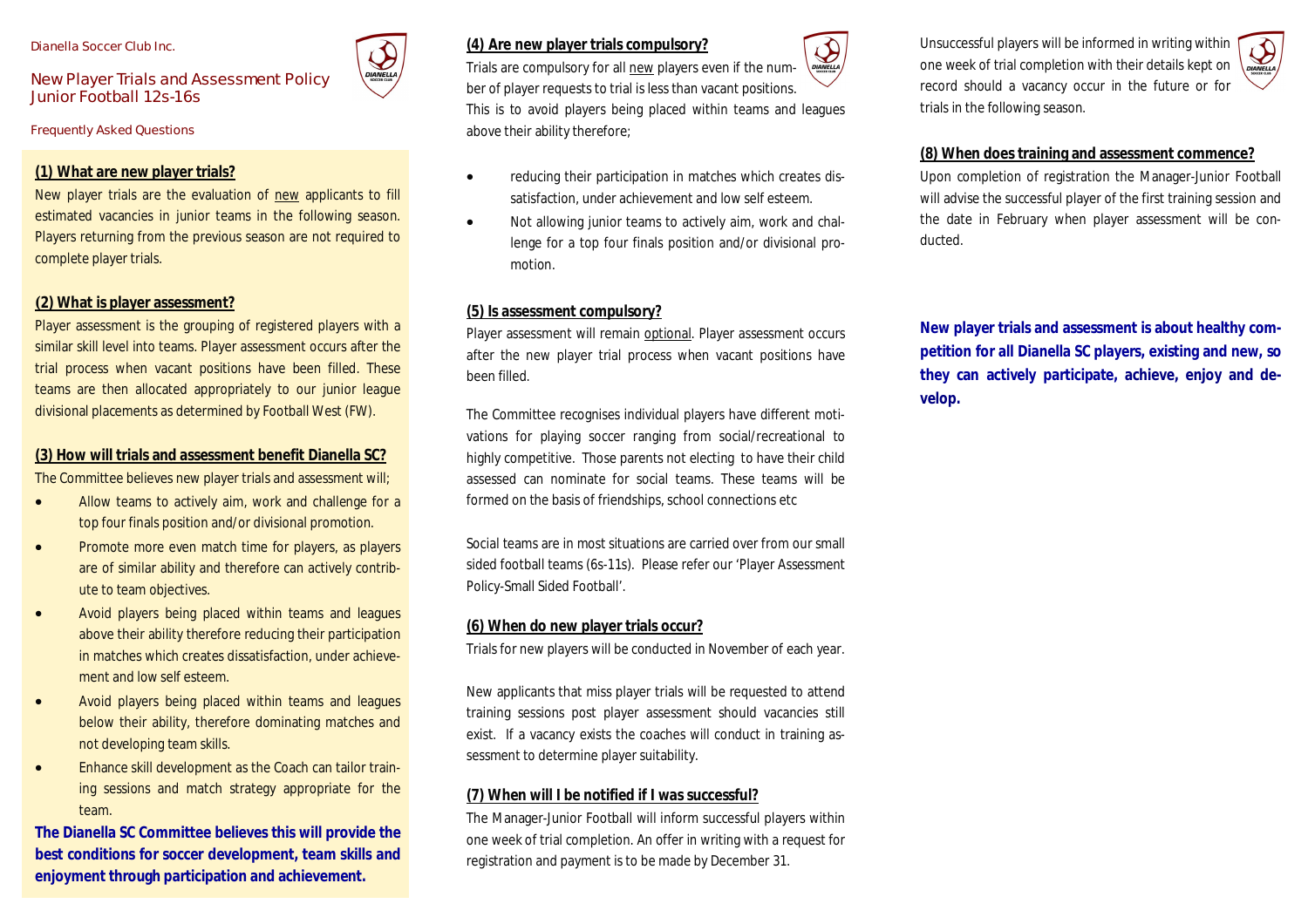Dianella Soccer Club Inc.

New Player Trials and Assessment Policy
Junior Football 12s-16s

Frequently Asked Questions

### (1) What are new player trials?

New player trials are the evaluation of new applicants to fill estimated vacancies in junior teams in the following season. Players returning from the previous season are not required to complete player trials.

### (2) What is player assessment?

Player assessment is the grouping of registered players with a similar skill level into teams. Player assessment occurs after the trial process when vacant positions have been filled. These teams are then allocated appropriately to our junior league divisional placements as determined by Football West (FW).

### (3) How will trials and assessment benefit Dianella SC?

The Committee believes new player trials and assessment will;

- Allow teams to actively aim, work and challenge for a top four finals position and/or divisional promotion.
- Promote more even match time for players, as players are of similar ability and therefore can actively contribute to team objectives.
- Avoid players being placed within teams and leagues above their ability therefore reducing their participation in matches which creates dissatisfaction, under achievement and low self esteem.
- Avoid players being placed within teams and leagues below their ability, therefore dominating matches and not developing team skills.
- Enhance skill development as the Coach can tailor training sessions and match strategy appropriate for the team.

**The Dianella SC Committee believes this will provide the best conditions for soccer development, team skills and enjoyment through participation and achievement.**

### (4) Are new player trials compulsory?

Trials are compulsory for all new players even if the number of player requests to trial is less than vacant positions. This is to avoid players being placed within teams and leagues above their ability therefore;

- reducing their participation in matches which creates dissatisfaction, under achievement and low self esteem.
- Not allowing junior teams to actively aim, work and challenge for a top four finals position and/or divisional promotion.

### (5) Is assessment compulsory?

Player assessment will remain optional. Player assessment occurs after the new player trial process when vacant positions have been filled.

The Committee recognises individual players have different motivations for playing soccer ranging from social/recreational to highly competitive. Those parents not electing to have their child assessed can nominate for social teams. These teams will be formed on the basis of friendships, school connections etc

Social teams are in most situations are carried over from our small sided football teams (6s-11s). Please refer our 'Player Assessment Policy-Small Sided Football'.

### (6) When do new player trials occur?

Trials for new players will be conducted in November of each year.

New applicants that miss player trials will be requested to attend training sessions post player assessment should vacancies still exist. If a vacancy exists the coaches will conduct in training assessment to determine player suitability.

### (7) When will I be notified if I was successful?

The Manager-Junior Football will inform successful players within one week of trial completion. An offer in writing with a request for registration and payment is to be made by December 31.

Unsuccessful players will be informed in writing within one week of trial completion with their details kept on record should a vacancy occur in the future or for trials in the following season.

### (8) When does training and assessment commence?

Upon completion of registration the Manager-Junior Football will advise the successful player of the first training session and the date in February when player assessment will be conducted.

**New player trials and assessment is about healthy competition for all Dianella SC players, existing and new, so they can actively participate, achieve, enjoy and develop.**